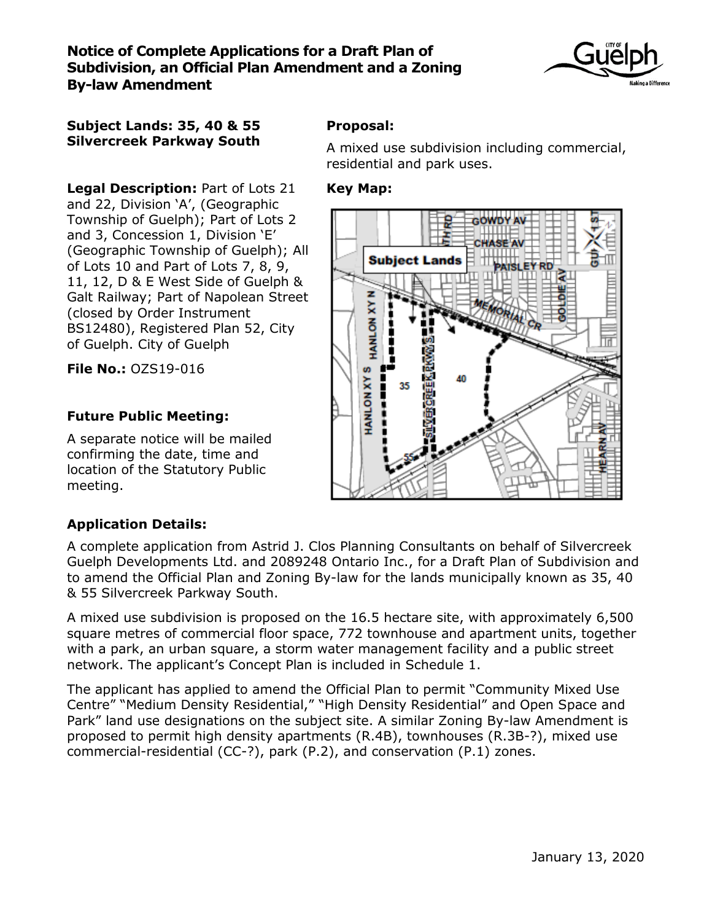# Notice of Complete Applications for a Draft Plan of Subdivision, an Official Plan Amendment and a Zoning By-law Amendment

**Subject Lands: 35, 40 & 55 Silvercreek Parkway South**

**Legal Description:** Part of Lots 21 and 22, Division 'A', (Geographic Township of Guelph); Part of Lots 2 and 3, Concession 1, Division 'E' (Geographic Township of Guelph); All of Lots 10 and Part of Lots 7, 8, 9, 11, 12, D & E West Side of Guelph & Galt Railway; Part of Napolean Street (closed by Order Instrument BS12480), Registered Plan 52, City of Guelph. City of Guelph

**File No.:** OZS19-016

**Future Public Meeting:**

A separate notice will be mailed confirming the date, time and location of the Statutory Public meeting.

**Proposal:**

A mixed use subdivision including commercial, residential and park uses.

**Key Map:**

**Application Details:**

A complete application from Astrid J. Clos Planning Consultants on behalf of Silvercreek Guelph Developments Ltd. and 2089248 Ontario Inc., for a Draft Plan of Subdivision and to amend the Official Plan and Zoning By-law for the lands municipally known as 35, 40 & 55 Silvercreek Parkway South.

A mixed use subdivision is proposed on the 16.5 hectare site, with approximately 6,500 square metres of commercial floor space, 772 townhouse and apartment units, together with a park, an urban square, a storm water management facility and a public street network. The applicant's Concept Plan is included in Schedule 1.

The applicant has applied to amend the Official Plan to permit "Community Mixed Use Centre" "Medium Density Residential," "High Density Residential" and Open Space and Park" land use designations on the subject site. A similar Zoning By-law Amendment is proposed to permit high density apartments (R.4B), townhouses (R.3B-?), mixed use commercial-residential (CC-?), park (P.2), and conservation (P.1) zones.

January 13, 2020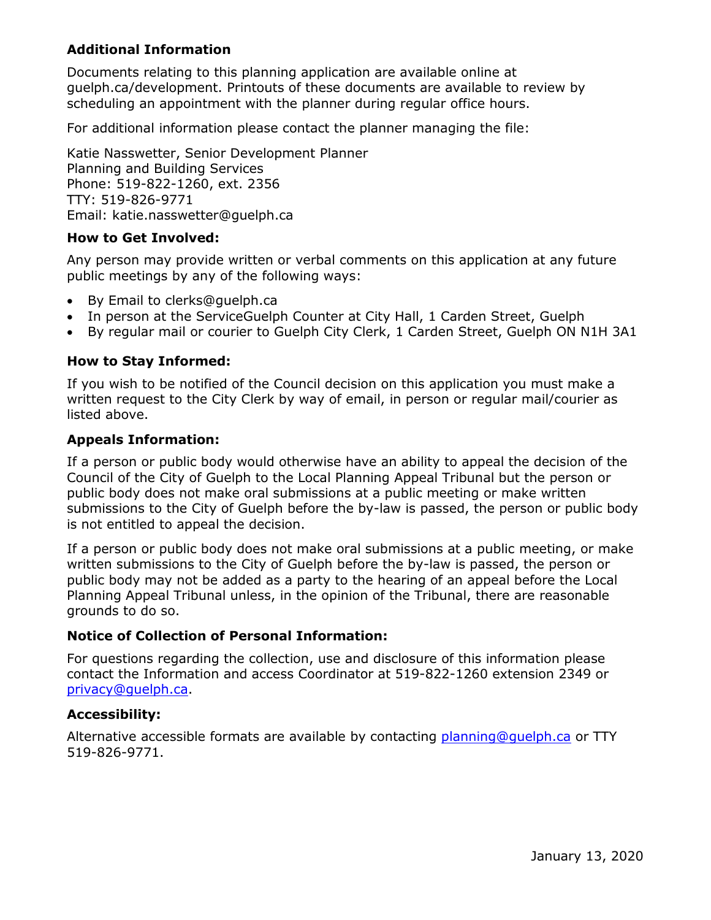**Additional Information**

Documents relating to this planning application are available online at guelph.ca/development. Printouts of these documents are available to review by scheduling an appointment with the planner during regular office hours.

For additional information please contact the planner managing the file:

Katie Nasswetter, Senior Development Planner
Planning and Building Services
Phone: 519-822-1260, ext. 2356
TTY: 519-826-9771
Email: katie.nasswetter@guelph.ca

**How to Get Involved:**

Any person may provide written or verbal comments on this application at any future public meetings by any of the following ways:

- By Email to clerks@guelph.ca
- In person at the ServiceGuelph Counter at City Hall, 1 Carden Street, Guelph
- By regular mail or courier to Guelph City Clerk, 1 Carden Street, Guelph ON N1H 3A1

**How to Stay Informed:**

If you wish to be notified of the Council decision on this application you must make a written request to the City Clerk by way of email, in person or regular mail/courier as listed above.

**Appeals Information:**

If a person or public body would otherwise have an ability to appeal the decision of the Council of the City of Guelph to the Local Planning Appeal Tribunal but the person or public body does not make oral submissions at a public meeting or make written submissions to the City of Guelph before the by-law is passed, the person or public body is not entitled to appeal the decision.

If a person or public body does not make oral submissions at a public meeting, or make written submissions to the City of Guelph before the by-law is passed, the person or public body may not be added as a party to the hearing of an appeal before the Local Planning Appeal Tribunal unless, in the opinion of the Tribunal, there are reasonable grounds to do so.

**Notice of Collection of Personal Information:**

For questions regarding the collection, use and disclosure of this information please contact the Information and access Coordinator at 519-822-1260 extension 2349 or privacy@guelph.ca.

**Accessibility:**

Alternative accessible formats are available by contacting planning@guelph.ca or TTY 519-826-9771.

January 13, 2020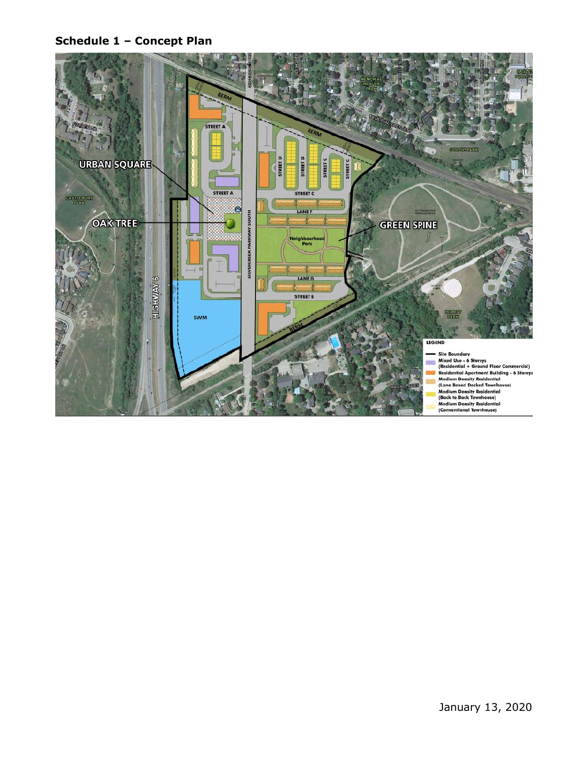## Schedule 1 – Concept Plan

URBAN SQUARE

OAK TREE

GREEN SPINE

HIGHWAY 6

SILVERCREEK PARKWAY SOUTH

STREET A

STREET C

STREET D

STREET E

LANE F

LANE G

Neighbourhood Park

SWM

BERM

LEGEND

Site Boundary

Mixed Use - 6 Storeys (Residential + Ground Floor Commercial)

Residential Apartment Building - 6 Storeys

Medium Density Residential (Lane Based Decked Townhouse)

Medium Density Residential (Back to Back Townhouse)

Medium Density Residential (Conventional Townhouse)

January 13, 2020